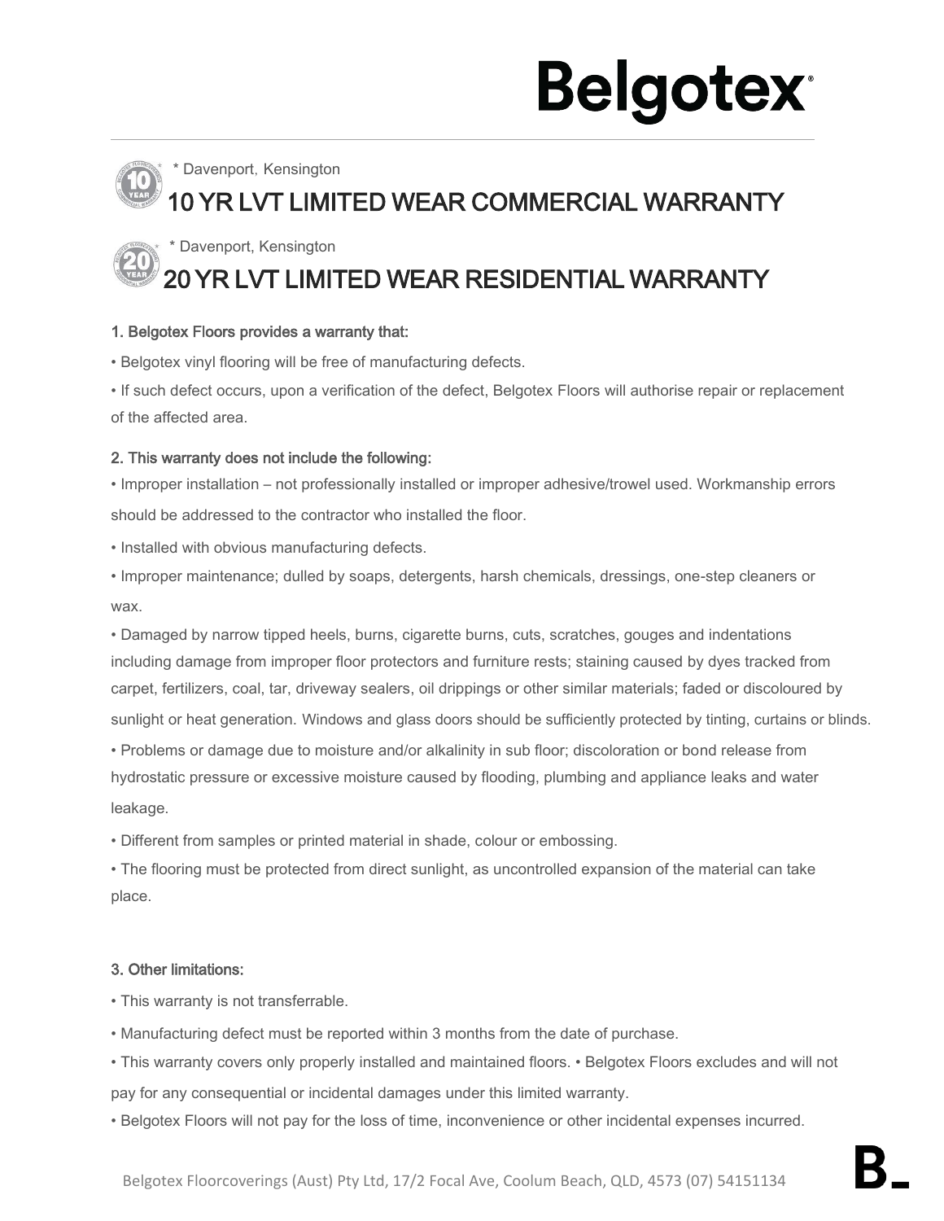# Belgotex

\* Davenport, Kensington

## 10 YR LVT LIMITED WEAR COMMERCIAL WARRANTY

\* Davenport, Kensington

## 20 YR LVT LIMITED WEAR RESIDENTIAL WARRANTY

### 1. Belgotex Floors provides a warranty that:

• Belgotex vinyl flooring will be free of manufacturing defects.

• If such defect occurs, upon a verification of the defect, Belgotex Floors will authorise repair or replacement of the affected area.

### 2. This warranty does not include the following:

• Improper installation – not professionally installed or improper adhesive/trowel used. Workmanship errors should be addressed to the contractor who installed the floor.

• Installed with obvious manufacturing defects.

• Improper maintenance; dulled by soaps, detergents, harsh chemicals, dressings, one-step cleaners or wax.

• Damaged by narrow tipped heels, burns, cigarette burns, cuts, scratches, gouges and indentations including damage from improper floor protectors and furniture rests; staining caused by dyes tracked from carpet, fertilizers, coal, tar, driveway sealers, oil drippings or other similar materials; faded or discoloured by sunlight or heat generation. Windows and glass doors should be sufficiently protected by tinting, curtains or blinds.

• Problems or damage due to moisture and/or alkalinity in sub floor; discoloration or bond release from hydrostatic pressure or excessive moisture caused by flooding, plumbing and appliance leaks and water leakage.

• Different from samples or printed material in shade, colour or embossing.

• The flooring must be protected from direct sunlight, as uncontrolled expansion of the material can take place.

### 3. Other limitations:

• This warranty is not transferrable.

• Manufacturing defect must be reported within 3 months from the date of purchase.

• This warranty covers only properly installed and maintained floors. • Belgotex Floors excludes and will not pay for any consequential or incidental damages under this limited warranty.

• Belgotex Floors will not pay for the loss of time, inconvenience or other incidental expenses incurred.

Belgotex Floorcoverings (Aust) Pty Ltd, 17/2 Focal Ave, Coolum Beach, QLD, 4573 (07) 54151134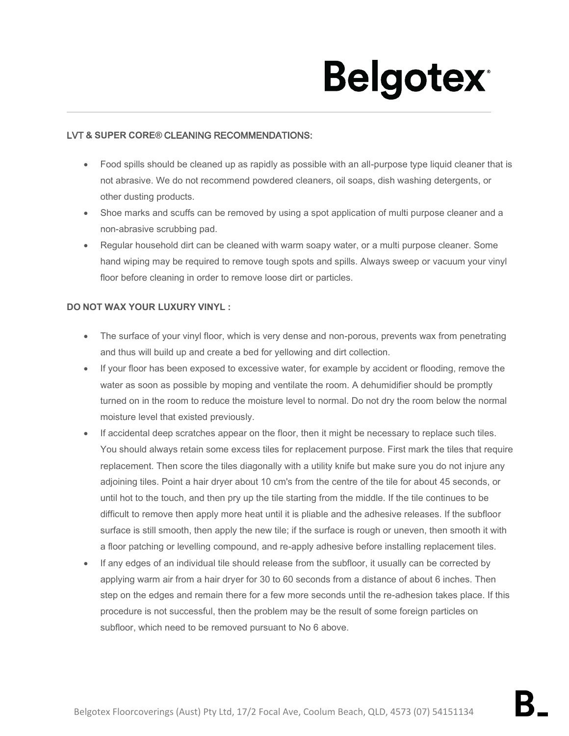**LVT & SUPER CORE® CLEANING RECOMMENDATIONS:**

- Food spills should be cleaned up as rapidly as possible with an all-purpose type liquid cleaner that is not abrasive. We do not recommend powdered cleaners, oil soaps, dish washing detergents, or other dusting products.
- Shoe marks and scuffs can be removed by using a spot application of multi purpose cleaner and a non-abrasive scrubbing pad.
- Regular household dirt can be cleaned with warm soapy water, or a multi purpose cleaner. Some hand wiping may be required to remove tough spots and spills. Always sweep or vacuum your vinyl floor before cleaning in order to remove loose dirt or particles.

**DO NOT WAX YOUR LUXURY VINYL :**

- The surface of your vinyl floor, which is very dense and non-porous, prevents wax from penetrating and thus will build up and create a bed for yellowing and dirt collection.
- If your floor has been exposed to excessive water, for example by accident or flooding, remove the water as soon as possible by moping and ventilate the room. A dehumidifier should be promptly turned on in the room to reduce the moisture level to normal. Do not dry the room below the normal moisture level that existed previously.
- If accidental deep scratches appear on the floor, then it might be necessary to replace such tiles. You should always retain some excess tiles for replacement purpose. First mark the tiles that require replacement. Then score the tiles diagonally with a utility knife but make sure you do not injure any adjoining tiles. Point a hair dryer about 10 cm's from the centre of the tile for about 45 seconds, or until hot to the touch, and then pry up the tile starting from the middle. If the tile continues to be difficult to remove then apply more heat until it is pliable and the adhesive releases. If the subfloor surface is still smooth, then apply the new tile; if the surface is rough or uneven, then smooth it with a floor patching or levelling compound, and re-apply adhesive before installing replacement tiles.
- If any edges of an individual tile should release from the subfloor, it usually can be corrected by applying warm air from a hair dryer for 30 to 60 seconds from a distance of about 6 inches. Then step on the edges and remain there for a few more seconds until the re-adhesion takes place. If this procedure is not successful, then the problem may be the result of some foreign particles on subfloor, which need to be removed pursuant to No 6 above.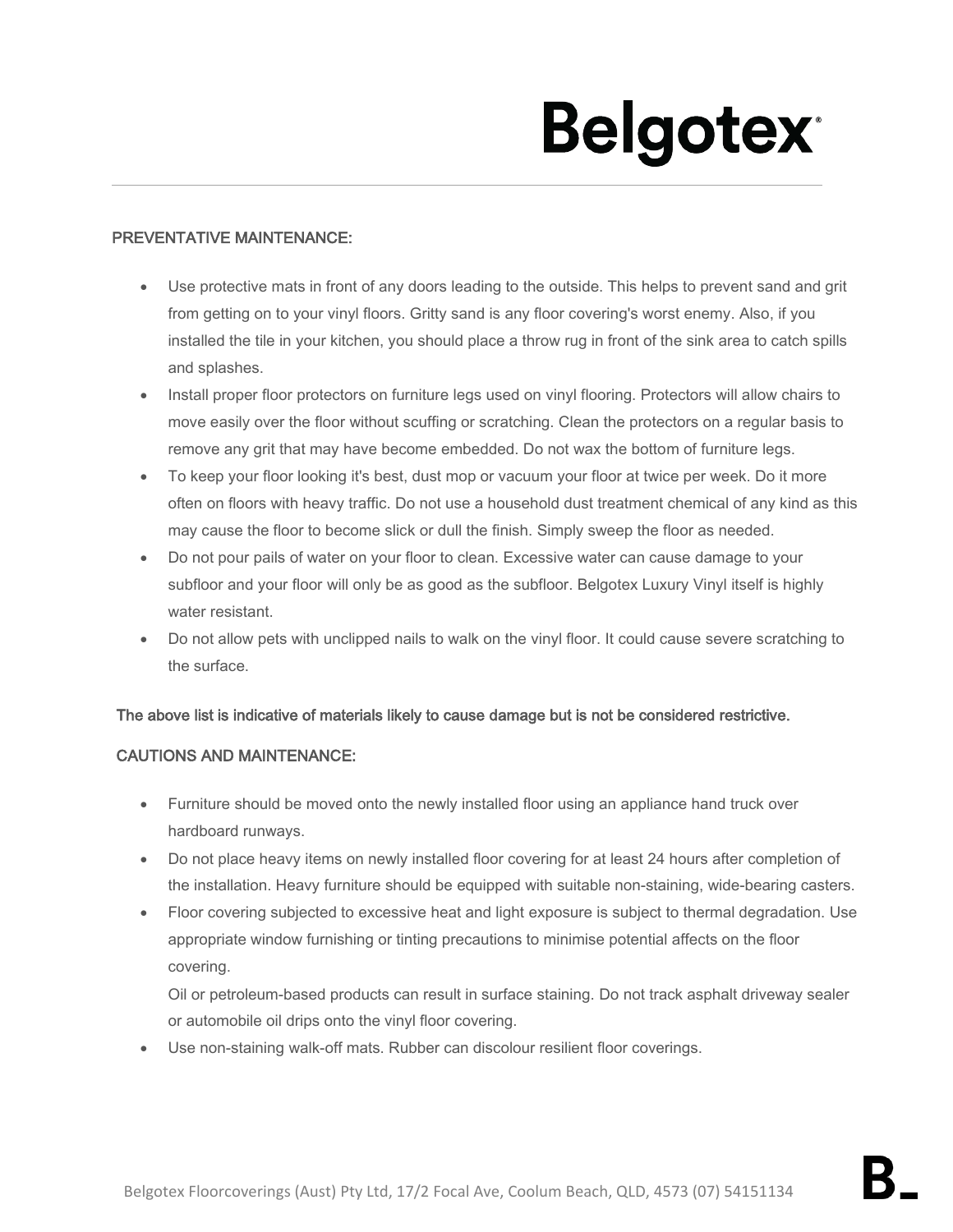## PREVENTATIVE MAINTENANCE:

- Use protective mats in front of any doors leading to the outside. This helps to prevent sand and grit from getting on to your vinyl floors. Gritty sand is any floor covering's worst enemy. Also, if you installed the tile in your kitchen, you should place a throw rug in front of the sink area to catch spills and splashes.
- Install proper floor protectors on furniture legs used on vinyl flooring. Protectors will allow chairs to move easily over the floor without scuffing or scratching. Clean the protectors on a regular basis to remove any grit that may have become embedded. Do not wax the bottom of furniture legs.
- To keep your floor looking it's best, dust mop or vacuum your floor at twice per week. Do it more often on floors with heavy traffic. Do not use a household dust treatment chemical of any kind as this may cause the floor to become slick or dull the finish. Simply sweep the floor as needed.
- Do not pour pails of water on your floor to clean. Excessive water can cause damage to your subfloor and your floor will only be as good as the subfloor. Belgotex Luxury Vinyl itself is highly water resistant.
- Do not allow pets with unclipped nails to walk on the vinyl floor. It could cause severe scratching to the surface.

The above list is indicative of materials likely to cause damage but is not be considered restrictive.

## CAUTIONS AND MAINTENANCE:

- Furniture should be moved onto the newly installed floor using an appliance hand truck over hardboard runways.
- Do not place heavy items on newly installed floor covering for at least 24 hours after completion of the installation. Heavy furniture should be equipped with suitable non-staining, wide-bearing casters.
- Floor covering subjected to excessive heat and light exposure is subject to thermal degradation. Use appropriate window furnishing or tinting precautions to minimise potential affects on the floor covering.

  Oil or petroleum-based products can result in surface staining. Do not track asphalt driveway sealer or automobile oil drips onto the vinyl floor covering.
- Use non-staining walk-off mats. Rubber can discolour resilient floor coverings.